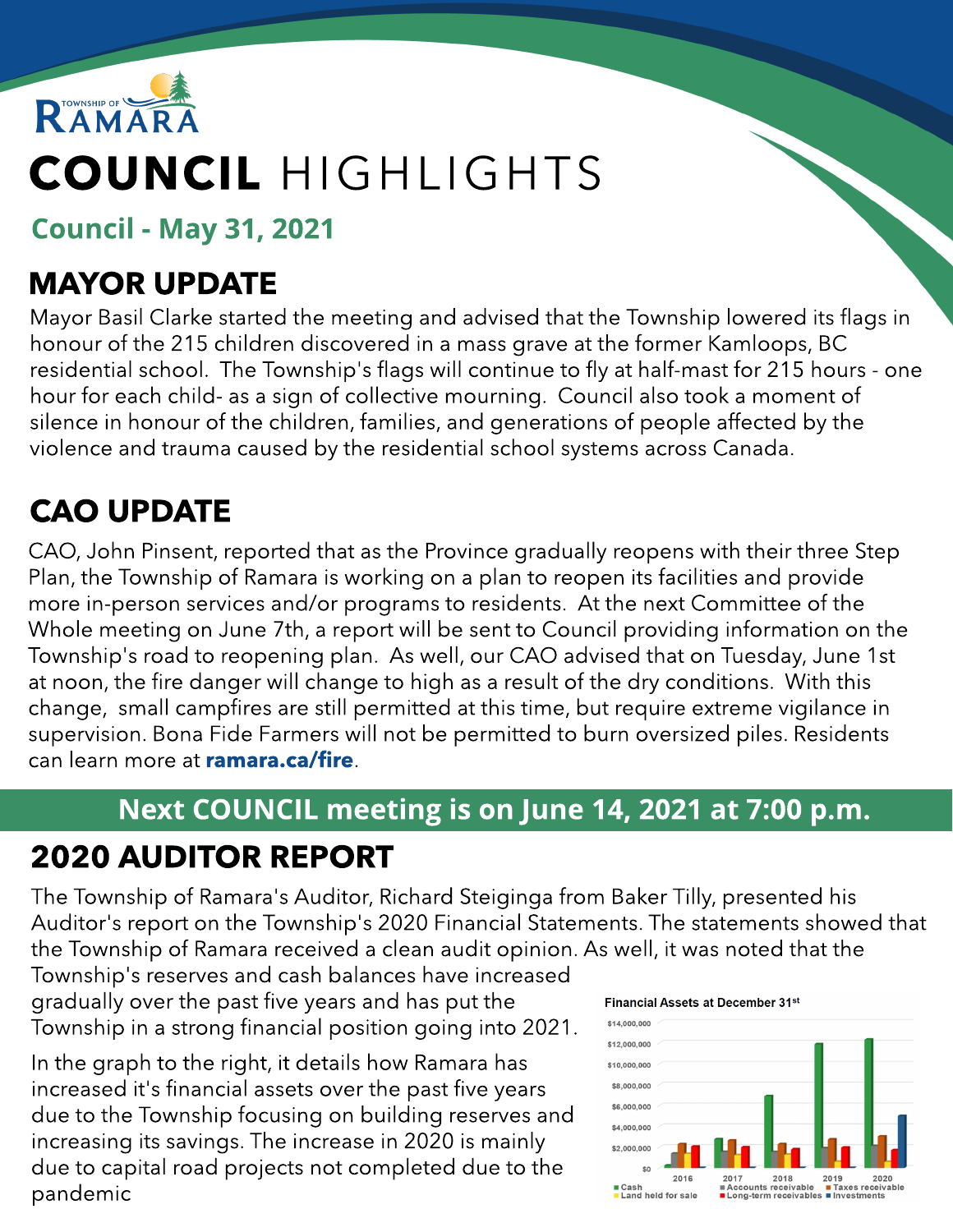TOWNSHIP OF RAMARA

# COUNCIL HIGHLIGHTS

**Council - May 31, 2021**

## MAYOR UPDATE

Mayor Basil Clarke started the meeting and advised that the Township lowered its flags in honour of the 215 children discovered in a mass grave at the former Kamloops, BC residential school. The Township's flags will continue to fly at half-mast for 215 hours - one hour for each child- as a sign of collective mourning. Council also took a moment of silence in honour of the children, families, and generations of people affected by the violence and trauma caused by the residential school systems across Canada.

## CAO UPDATE

CAO, John Pinsent, reported that as the Province gradually reopens with their three Step Plan, the Township of Ramara is working on a plan to reopen its facilities and provide more in-person services and/or programs to residents. At the next Committee of the Whole meeting on June 7th, a report will be sent to Council providing information on the Township's road to reopening plan. As well, our CAO advised that on Tuesday, June 1st at noon, the fire danger will change to high as a result of the dry conditions. With this change, small campfires are still permitted at this time, but require extreme vigilance in supervision. Bona Fide Farmers will not be permitted to burn oversized piles. Residents can learn more at **ramara.ca/fire**.

**Next COUNCIL meeting is on June 14, 2021 at 7:00 p.m.**

## 2020 AUDITOR REPORT

The Township of Ramara's Auditor, Richard Steiginga from Baker Tilly, presented his Auditor's report on the Township's 2020 Financial Statements. The statements showed that the Township of Ramara received a clean audit opinion. As well, it was noted that the Township's reserves and cash balances have increased gradually over the past five years and has put the Township in a strong financial position going into 2021.

In the graph to the right, it details how Ramara has increased it's financial assets over the past five years due to the Township focusing on building reserves and increasing its savings. The increase in 2020 is mainly due to capital road projects not completed due to the pandemic

**Financial Assets at December 31st**

Legend: Cash, Accounts receivable, Taxes receivable, Land held for sale, Long-term receivables, Investments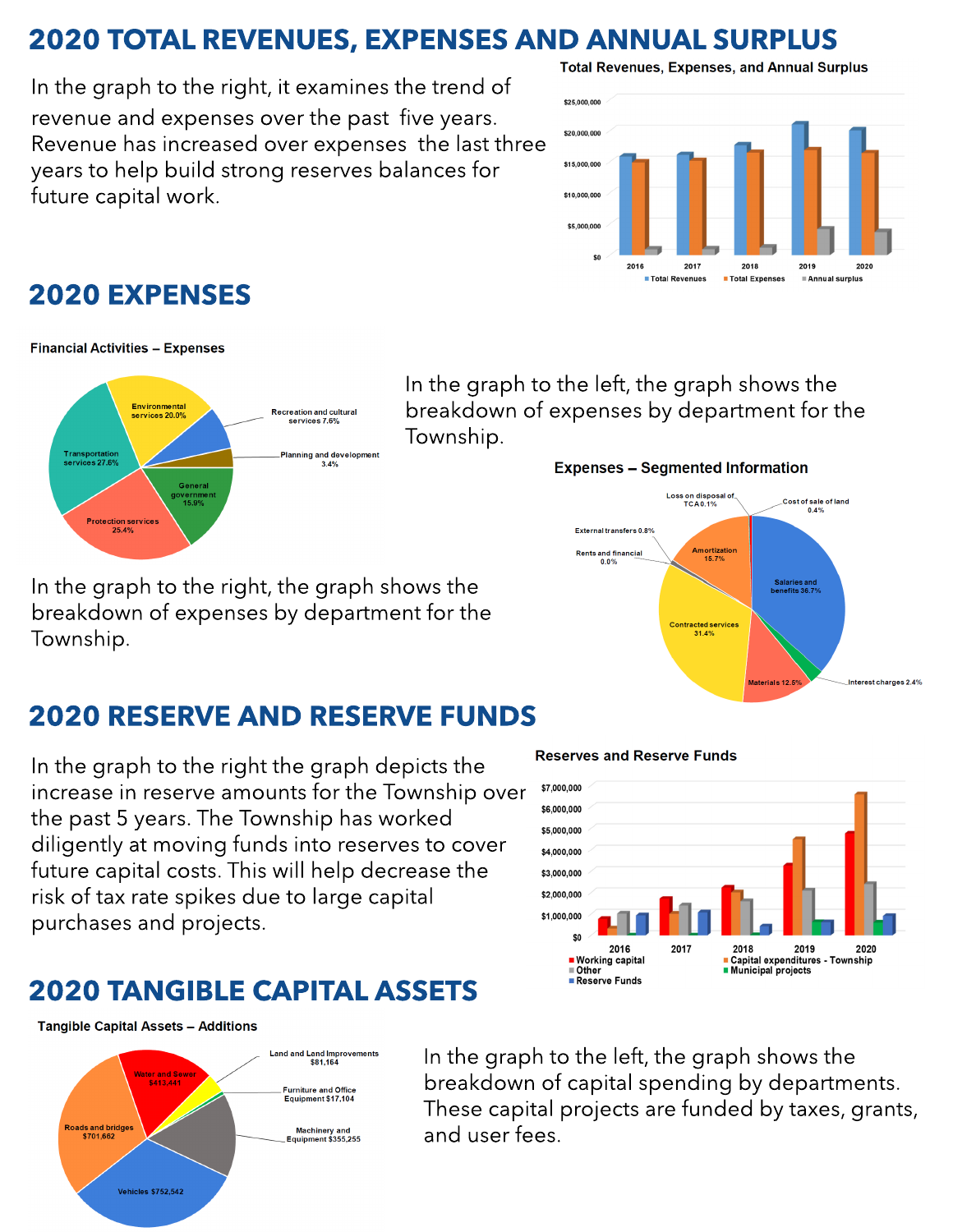# 2020 TOTAL REVENUES, EXPENSES AND ANNUAL SURPLUS

In the graph to the right, it examines the trend of revenue and expenses over the past five years. Revenue has increased over expenses the last three years to help build strong reserves balances for future capital work.

**Total Revenues, Expenses, and Annual Surplus**

# 2020 EXPENSES

**Financial Activities – Expenses**

- Environmental services 20.0%
- Recreation and cultural services 7.6%
- Planning and development 3.4%
- General government 15.9%
- Protection services 25.4%
- Transportation services 27.6%

In the graph to the left, the graph shows the breakdown of expenses by department for the Township.

**Expenses – Segmented Information**

- Loss on disposal of TCA 0.1%
- Cost of sale of land 0.4%
- External transfers 0.8%
- Rents and financial 0.0%
- Amortization 15.7%
- Salaries and benefits 36.7%
- Contracted services 31.4%
- Materials 12.5%
- Interest charges 2.4%

In the graph to the right, the graph shows the breakdown of expenses by department for the Township.

# 2020 RESERVE AND RESERVE FUNDS

In the graph to the right the graph depicts the increase in reserve amounts for the Township over the past 5 years. The Township has worked diligently at moving funds into reserves to cover future capital costs. This will help decrease the risk of tax rate spikes due to large capital purchases and projects.

**Reserves and Reserve Funds**

# 2020 TANGIBLE CAPITAL ASSETS

**Tangible Capital Assets – Additions**

- Water and Sewer $413,411
- Land and Land Improvements $81,164
- Furniture and Office Equipment $17,104
- Machinery and Equipment $355,255
- Vehicles $752,542
- Roads and bridges $701,662

In the graph to the left, the graph shows the breakdown of capital spending by departments. These capital projects are funded by taxes, grants, and user fees.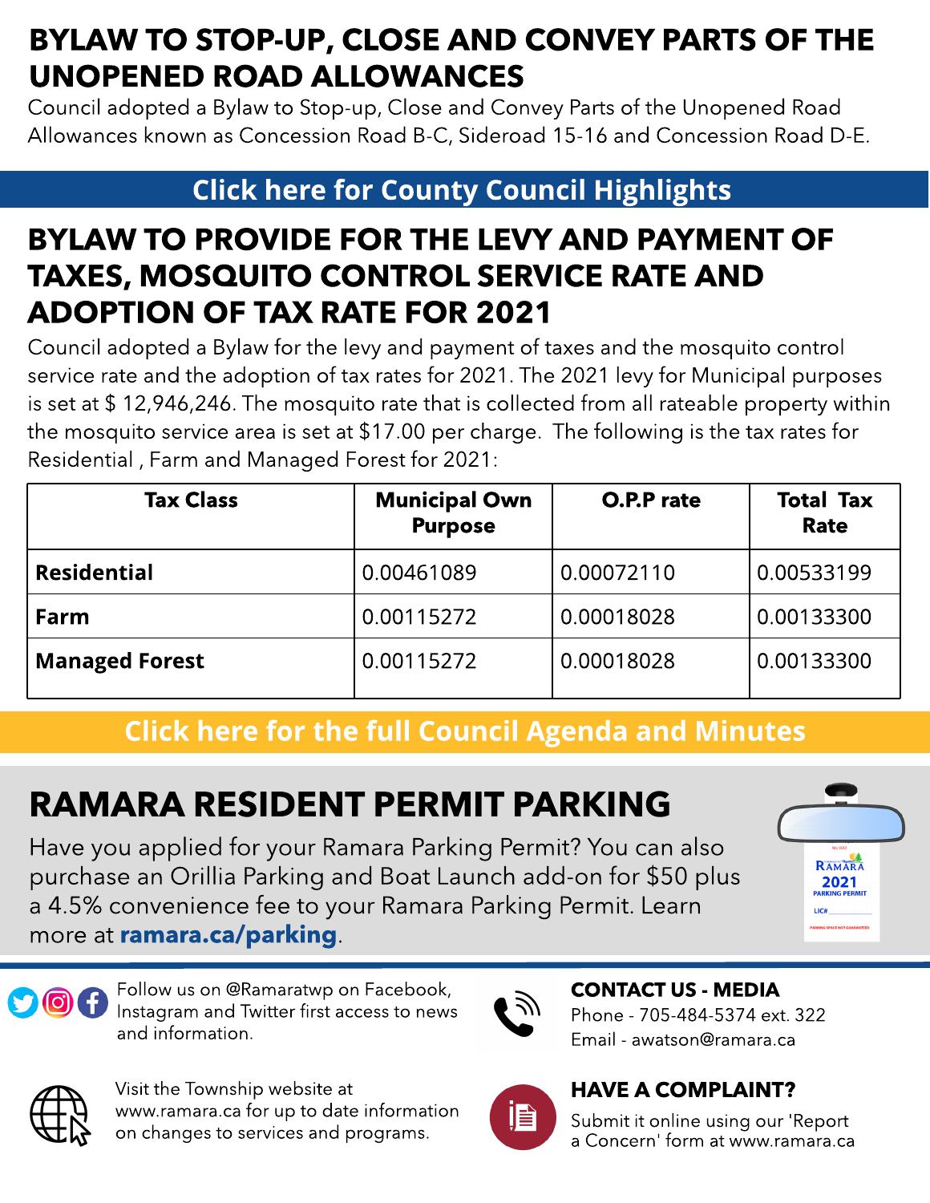## BYLAW TO STOP-UP, CLOSE AND CONVEY PARTS OF THE UNOPENED ROAD ALLOWANCES

Council adopted a Bylaw to Stop-up, Close and Convey Parts of the Unopened Road Allowances known as Concession Road B-C, Sideroad 15-16 and Concession Road D-E.

**Click here for County Council Highlights**

## BYLAW TO PROVIDE FOR THE LEVY AND PAYMENT OF TAXES, MOSQUITO CONTROL SERVICE RATE AND ADOPTION OF TAX RATE FOR 2021

Council adopted a Bylaw for the levy and payment of taxes and the mosquito control service rate and the adoption of tax rates for 2021. The 2021 levy for Municipal purposes is set at $ 12,946,246. The mosquito rate that is collected from all rateable property within the mosquito service area is set at $17.00 per charge. The following is the tax rates for Residential , Farm and Managed Forest for 2021:

| Tax Class | Municipal Own Purpose | O.P.P rate | Total Tax Rate |
|---|---|---|---|
| **Residential** | 0.00461089 | 0.00072110 | 0.00533199 |
| **Farm** | 0.00115272 | 0.00018028 | 0.00133300 |
| **Managed Forest** | 0.00115272 | 0.00018028 | 0.00133300 |

**Click here for the full Council Agenda and Minutes**

## RAMARA RESIDENT PERMIT PARKING

Have you applied for your Ramara Parking Permit? You can also purchase an Orillia Parking and Boat Launch add-on for $50 plus a 4.5% convenience fee to your Ramara Parking Permit. Learn more at **ramara.ca/parking**.

Follow us on @Ramaratwp on Facebook, Instagram and Twitter first access to news and information.

Visit the Township website at www.ramara.ca for up to date information on changes to services and programs.

**CONTACT US - MEDIA**
Phone - 705-484-5374 ext. 322
Email - awatson@ramara.ca

**HAVE A COMPLAINT?**
Submit it online using our 'Report a Concern' form at www.ramara.ca